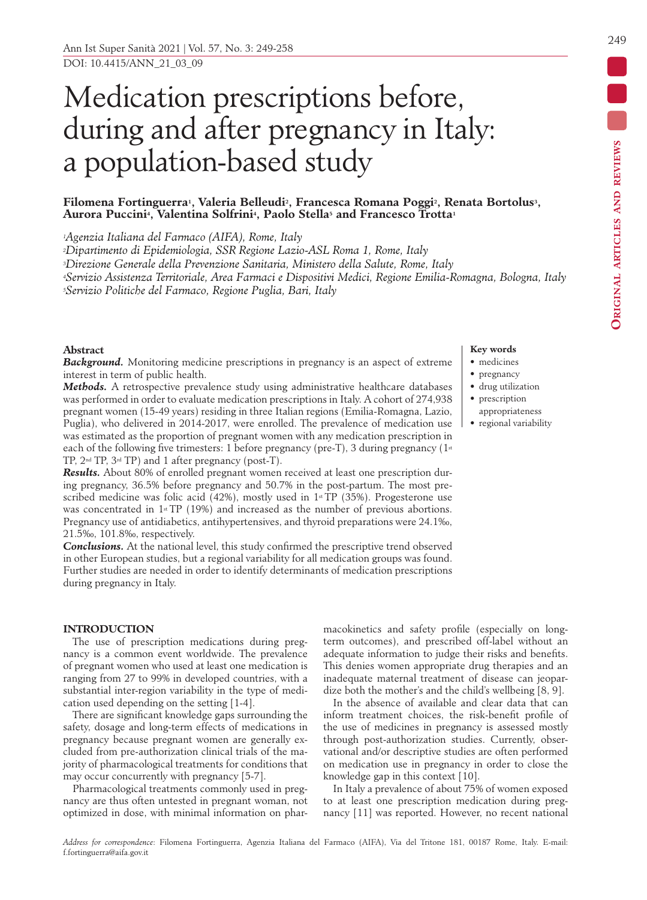DOI: 10.4415/ANN_21_03_09

# Medication prescriptions before, during and after pregnancy in Italy: a population-based study

**Filomena Fortinguerra[1], Valeria Belleudi[2], Francesca Romana Poggi[2], Renata Bortolus[3], Aurora Puccini[4], Valentina Solfrini[4], Paolo Stella[5] and Francesco Trotta[1]**

*[1]Agenzia Italiana del Farmaco (AIFA), Rome, Italy*
*[2]Dipartimento di Epidemiologia, SSR Regione Lazio-ASL Roma 1, Rome, Italy*
*[3]Direzione Generale della Prevenzione Sanitaria, Ministero della Salute, Rome, Italy*
*[4]Servizio Assistenza Territoriale, Area Farmaci e Dispositivi Medici, Regione Emilia-Romagna, Bologna, Italy*
*[5]Servizio Politiche del Farmaco, Regione Puglia, Bari, Italy*

### Abstract

***Background.*** Monitoring medicine prescriptions in pregnancy is an aspect of extreme interest in term of public health.

***Methods.*** A retrospective prevalence study using administrative healthcare databases was performed in order to evaluate medication prescriptions in Italy. A cohort of 274,938 pregnant women (15-49 years) residing in three Italian regions (Emilia-Romagna, Lazio, Puglia), who delivered in 2014-2017, were enrolled. The prevalence of medication use was estimated as the proportion of pregnant women with any medication prescription in each of the following five trimesters: 1 before pregnancy (pre-T), 3 during pregnancy (1st TP, 2nd TP, 3rd TP) and 1 after pregnancy (post-T).

***Results.*** About 80% of enrolled pregnant women received at least one prescription during pregnancy, 36.5% before pregnancy and 50.7% in the post-partum. The most prescribed medicine was folic acid (42%), mostly used in 1st TP (35%). Progesterone use was concentrated in 1st TP (19%) and increased as the number of previous abortions. Pregnancy use of antidiabetics, antihypertensives, and thyroid preparations were 24.1‰, 21.5‰, 101.8‰, respectively.

***Conclusions.*** At the national level, this study confirmed the prescriptive trend observed in other European studies, but a regional variability for all medication groups was found. Further studies are needed in order to identify determinants of medication prescriptions during pregnancy in Italy.

**Key words**

- medicines
- pregnancy
- drug utilization
- prescription appropriateness
- regional variability

## INTRODUCTION

The use of prescription medications during pregnancy is a common event worldwide. The prevalence of pregnant women who used at least one medication is ranging from 27 to 99% in developed countries, with a substantial inter-region variability in the type of medication used depending on the setting [1-4].

There are significant knowledge gaps surrounding the safety, dosage and long-term effects of medications in pregnancy because pregnant women are generally excluded from pre-authorization clinical trials of the majority of pharmacological treatments for conditions that may occur concurrently with pregnancy [5-7].

Pharmacological treatments commonly used in pregnancy are thus often untested in pregnant woman, not optimized in dose, with minimal information on pharmacokinetics and safety profile (especially on long-term outcomes), and prescribed off-label without an adequate information to judge their risks and benefits. This denies women appropriate drug therapies and an inadequate maternal treatment of disease can jeopardize both the mother's and the child's wellbeing [8, 9].

In the absence of available and clear data that can inform treatment choices, the risk-benefit profile of the use of medicines in pregnancy is assessed mostly through post-authorization studies. Currently, observational and/or descriptive studies are often performed on medication use in pregnancy in order to close the knowledge gap in this context [10].

In Italy a prevalence of about 75% of women exposed to at least one prescription medication during pregnancy [11] was reported. However, no recent national

*Address for correspondence:* Filomena Fortinguerra, Agenzia Italiana del Farmaco (AIFA), Via del Tritone 181, 00187 Rome, Italy. E-mail: f.fortinguerra@aifa.gov.it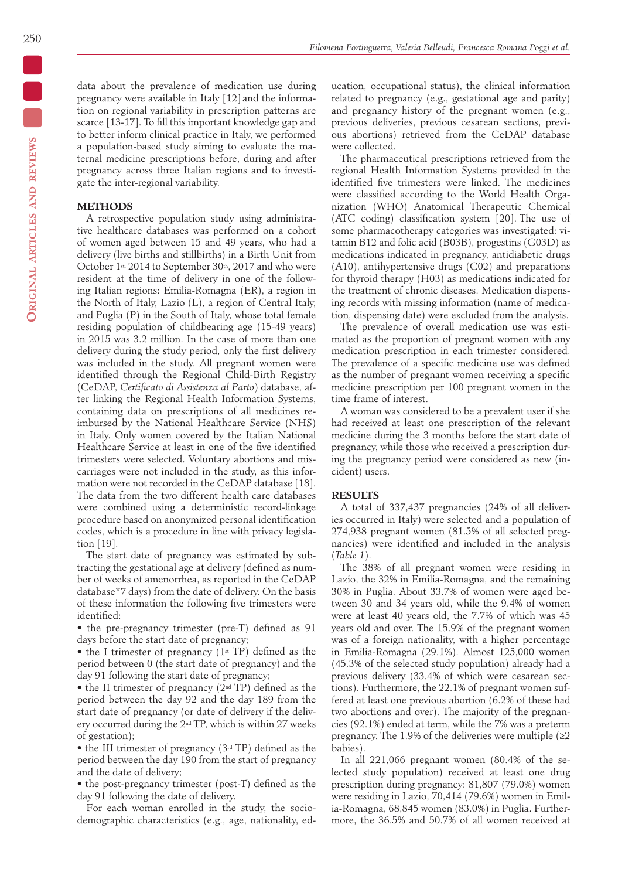data about the prevalence of medication use during pregnancy were available in Italy [12] and the information on regional variability in prescription patterns are scarce [13-17]. To fill this important knowledge gap and to better inform clinical practice in Italy, we performed a population-based study aiming to evaluate the maternal medicine prescriptions before, during and after pregnancy across three Italian regions and to investigate the inter-regional variability.

## METHODS

A retrospective population study using administrative healthcare databases was performed on a cohort of women aged between 15 and 49 years, who had a delivery (live births and stillbirths) in a Birth Unit from October 1st 2014 to September 30th, 2017 and who were resident at the time of delivery in one of the following Italian regions: Emilia-Romagna (ER), a region in the North of Italy, Lazio (L), a region of Central Italy, and Puglia (P) in the South of Italy, whose total female residing population of childbearing age (15-49 years) in 2015 was 3.2 million. In the case of more than one delivery during the study period, only the first delivery was included in the study. All pregnant women were identified through the Regional Child-Birth Registry (CeDAP, *Certificato di Assistenza al Parto*) database, after linking the Regional Health Information Systems, containing data on prescriptions of all medicines reimbursed by the National Healthcare Service (NHS) in Italy. Only women covered by the Italian National Healthcare Service at least in one of the five identified trimesters were selected. Voluntary abortions and miscarriages were not included in the study, as this information were not recorded in the CeDAP database [18]. The data from the two different health care databases were combined using a deterministic record-linkage procedure based on anonymized personal identification codes, which is a procedure in line with privacy legislation [19].

The start date of pregnancy was estimated by subtracting the gestational age at delivery (defined as number of weeks of amenorrhea, as reported in the CeDAP database*7 days) from the date of delivery. On the basis of these information the following five trimesters were identified:

- the pre-pregnancy trimester (pre-T) defined as 91 days before the start date of pregnancy;
- the I trimester of pregnancy (1st TP) defined as the period between 0 (the start date of pregnancy) and the day 91 following the start date of pregnancy;
- the II trimester of pregnancy (2nd TP) defined as the period between the day 92 and the day 189 from the start date of pregnancy (or date of delivery if the delivery occurred during the 2nd TP, which is within 27 weeks of gestation);
- the III trimester of pregnancy (3rd TP) defined as the period between the day 190 from the start of pregnancy and the date of delivery;
- the post-pregnancy trimester (post-T) defined as the day 91 following the date of delivery.

For each woman enrolled in the study, the socio-demographic characteristics (e.g., age, nationality, education, occupational status), the clinical information related to pregnancy (e.g., gestational age and parity) and pregnancy history of the pregnant women (e.g., previous deliveries, previous cesarean sections, previous abortions) retrieved from the CeDAP database were collected.

The pharmaceutical prescriptions retrieved from the regional Health Information Systems provided in the identified five trimesters were linked. The medicines were classified according to the World Health Organization (WHO) Anatomical Therapeutic Chemical (ATC coding) classification system [20]. The use of some pharmacotherapy categories was investigated: vitamin B12 and folic acid (B03B), progestins (G03D) as medications indicated in pregnancy, antidiabetic drugs (A10), antihypertensive drugs (C02) and preparations for thyroid therapy (H03) as medications indicated for the treatment of chronic diseases. Medication dispensing records with missing information (name of medication, dispensing date) were excluded from the analysis.

The prevalence of overall medication use was estimated as the proportion of pregnant women with any medication prescription in each trimester considered. The prevalence of a specific medicine use was defined as the number of pregnant women receiving a specific medicine prescription per 100 pregnant women in the time frame of interest.

A woman was considered to be a prevalent user if she had received at least one prescription of the relevant medicine during the 3 months before the start date of pregnancy, while those who received a prescription during the pregnancy period were considered as new (incident) users.

## RESULTS

A total of 337,437 pregnancies (24% of all deliveries occurred in Italy) were selected and a population of 274,938 pregnant women (81.5% of all selected pregnancies) were identified and included in the analysis (*Table 1*).

The 38% of all pregnant women were residing in Lazio, the 32% in Emilia-Romagna, and the remaining 30% in Puglia. About 33.7% of women were aged between 30 and 34 years old, while the 9.4% of women were at least 40 years old, the 7.7% of which was 45 years old and over. The 15.9% of the pregnant women was of a foreign nationality, with a higher percentage in Emilia-Romagna (29.1%). Almost 125,000 women (45.3% of the selected study population) already had a previous delivery (33.4% of which were cesarean sections). Furthermore, the 22.1% of pregnant women suffered at least one previous abortion (6.2% of these had two abortions and over). The majority of the pregnancies (92.1%) ended at term, while the 7% was a preterm pregnancy. The 1.9% of the deliveries were multiple (≥2 babies).

In all 221,066 pregnant women (80.4% of the selected study population) received at least one drug prescription during pregnancy: 81,807 (79.0%) women were residing in Lazio, 70,414 (79.6%) women in Emilia-Romagna, 68,845 women (83.0%) in Puglia. Furthermore, the 36.5% and 50.7% of all women received at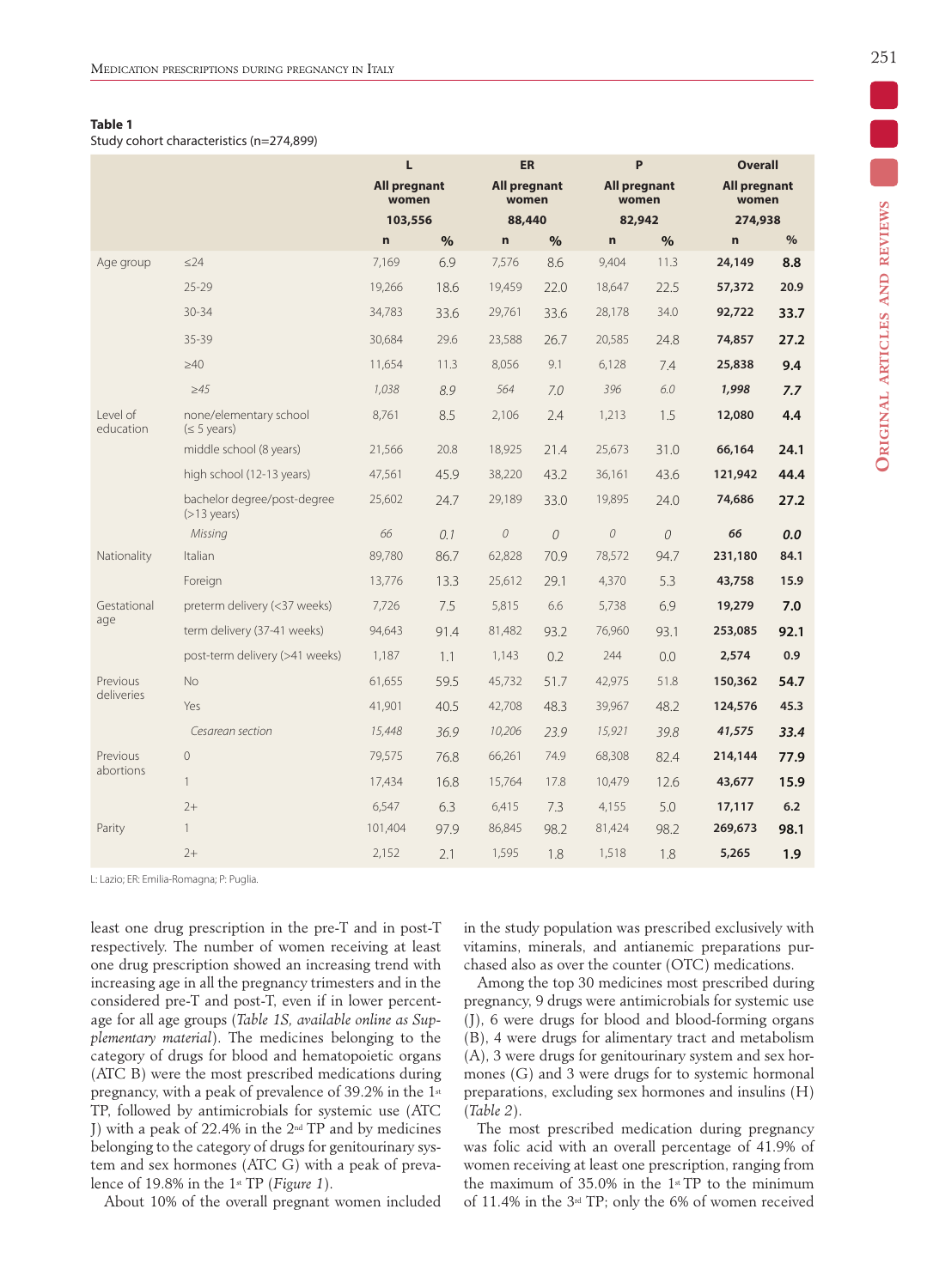**Table 1**
Study cohort characteristics (n=274,899)

| | | L | | ER | | P | | Overall | |
|---|---|---|---|---|---|---|---|---|---|
| | | All pregnant women | | All pregnant women | | All pregnant women | | All pregnant women | |
| | | 103,556 | | 88,440 | | 82,942 | | 274,938 | |
| | | n | % | n | % | n | % | n | % |
| Age group | ≤24 | 7,169 | 6.9 | 7,576 | 8.6 | 9,404 | 11.3 | **24,149** | **8.8** |
| | 25-29 | 19,266 | 18.6 | 19,459 | 22.0 | 18,647 | 22.5 | **57,372** | **20.9** |
| | 30-34 | 34,783 | 33.6 | 29,761 | 33.6 | 28,178 | 34.0 | **92,722** | **33.7** |
| | 35-39 | 30,684 | 29.6 | 23,588 | 26.7 | 20,585 | 24.8 | **74,857** | **27.2** |
| | ≥40 | 11,654 | 11.3 | 8,056 | 9.1 | 6,128 | 7.4 | **25,838** | **9.4** |
| | *≥45* | *1,038* | *8.9* | *564* | *7.0* | *396* | *6.0* | ***1,998*** | ***7.7*** |
| Level of education | none/elementary school (≤ 5 years) | 8,761 | 8.5 | 2,106 | 2.4 | 1,213 | 1.5 | **12,080** | **4.4** |
| | middle school (8 years) | 21,566 | 20.8 | 18,925 | 21.4 | 25,673 | 31.0 | **66,164** | **24.1** |
| | high school (12-13 years) | 47,561 | 45.9 | 38,220 | 43.2 | 36,161 | 43.6 | **121,942** | **44.4** |
| | bachelor degree/post-degree (>13 years) | 25,602 | 24.7 | 29,189 | 33.0 | 19,895 | 24.0 | **74,686** | **27.2** |
| | *Missing* | *66* | *0.1* | *0* | *0* | *0* | *0* | ***66*** | ***0.0*** |
| Nationality | Italian | 89,780 | 86.7 | 62,828 | 70.9 | 78,572 | 94.7 | **231,180** | **84.1** |
| | Foreign | 13,776 | 13.3 | 25,612 | 29.1 | 4,370 | 5.3 | **43,758** | **15.9** |
| Gestational age | preterm delivery (<37 weeks) | 7,726 | 7.5 | 5,815 | 6.6 | 5,738 | 6.9 | **19,279** | **7.0** |
| | term delivery (37-41 weeks) | 94,643 | 91.4 | 81,482 | 93.2 | 76,960 | 93.1 | **253,085** | **92.1** |
| | post-term delivery (>41 weeks) | 1,187 | 1.1 | 1,143 | 0.2 | 244 | 0.0 | **2,574** | **0.9** |
| Previous deliveries | No | 61,655 | 59.5 | 45,732 | 51.7 | 42,975 | 51.8 | **150,362** | **54.7** |
| | Yes | 41,901 | 40.5 | 42,708 | 48.3 | 39,967 | 48.2 | **124,576** | **45.3** |
| | *Cesarean section* | *15,448* | *36.9* | *10,206* | *23.9* | *15,921* | *39.8* | ***41,575*** | ***33.4*** |
| Previous abortions | 0 | 79,575 | 76.8 | 66,261 | 74.9 | 68,308 | 82.4 | **214,144** | **77.9** |
| | 1 | 17,434 | 16.8 | 15,764 | 17.8 | 10,479 | 12.6 | **43,677** | **15.9** |
| | 2+ | 6,547 | 6.3 | 6,415 | 7.3 | 4,155 | 5.0 | **17,117** | **6.2** |
| Parity | 1 | 101,404 | 97.9 | 86,845 | 98.2 | 81,424 | 98.2 | **269,673** | **98.1** |
| | 2+ | 2,152 | 2.1 | 1,595 | 1.8 | 1,518 | 1.8 | **5,265** | **1.9** |

L: Lazio; ER: Emilia-Romagna; P: Puglia.

least one drug prescription in the pre-T and in post-T respectively. The number of women receiving at least one drug prescription showed an increasing trend with increasing age in all the pregnancy trimesters and in the considered pre-T and post-T, even if in lower percentage for all age groups (*Table 1S, available online as Supplementary material*). The medicines belonging to the category of drugs for blood and hematopoietic organs (ATC B) were the most prescribed medications during pregnancy, with a peak of prevalence of 39.2% in the 1st TP, followed by antimicrobials for systemic use (ATC J) with a peak of 22.4% in the 2nd TP and by medicines belonging to the category of drugs for genitourinary system and sex hormones (ATC G) with a peak of prevalence of 19.8% in the 1st TP (*Figure 1*).

About 10% of the overall pregnant women included in the study population was prescribed exclusively with vitamins, minerals, and antianemic preparations purchased also as over the counter (OTC) medications.

Among the top 30 medicines most prescribed during pregnancy, 9 drugs were antimicrobials for systemic use (J), 6 were drugs for blood and blood-forming organs (B), 4 were drugs for alimentary tract and metabolism (A), 3 were drugs for genitourinary system and sex hormones (G) and 3 were drugs for to systemic hormonal preparations, excluding sex hormones and insulins (H) (*Table 2*).

The most prescribed medication during pregnancy was folic acid with an overall percentage of 41.9% of women receiving at least one prescription, ranging from the maximum of 35.0% in the 1st TP to the minimum of 11.4% in the 3rd TP; only the 6% of women received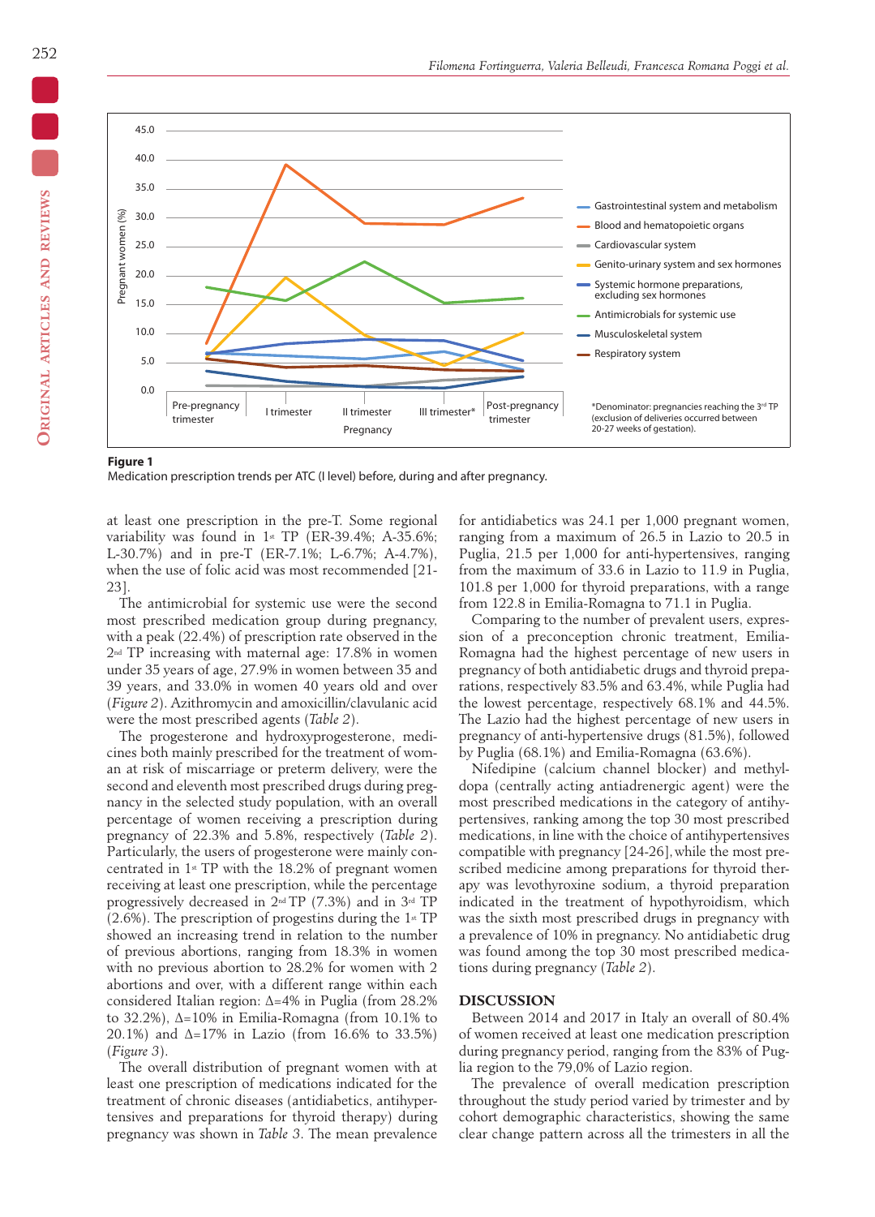**Figure 1**
Medication prescription trends per ATC (I level) before, during and after pregnancy.

at least one prescription in the pre-T. Some regional variability was found in 1st TP (ER-39.4%; A-35.6%; L-30.7%) and in pre-T (ER-7.1%; L-6.7%; A-4.7%), when the use of folic acid was most recommended [21-23].

The antimicrobial for systemic use were the second most prescribed medication group during pregnancy, with a peak (22.4%) of prescription rate observed in the 2nd TP increasing with maternal age: 17.8% in women under 35 years of age, 27.9% in women between 35 and 39 years, and 33.0% in women 40 years old and over (*Figure 2*). Azithromycin and amoxicillin/clavulanic acid were the most prescribed agents (*Table 2*).

The progesterone and hydroxyprogesterone, medicines both mainly prescribed for the treatment of women at risk of miscarriage or preterm delivery, were the second and eleventh most prescribed drugs during pregnancy in the selected study population, with an overall percentage of women receiving a prescription during pregnancy of 22.3% and 5.8%, respectively (*Table 2*). Particularly, the users of progesterone were mainly concentrated in 1st TP with the 18.2% of pregnant women receiving at least one prescription, while the percentage progressively decreased in 2nd TP (7.3%) and in 3rd TP (2.6%). The prescription of progestins during the 1st TP showed an increasing trend in relation to the number of previous abortions, ranging from 18.3% in women with no previous abortion to 28.2% for women with 2 abortions and over, with a different range within each considered Italian region: Δ=4% in Puglia (from 28.2% to 32.2%), Δ=10% in Emilia-Romagna (from 10.1% to 20.1%) and Δ=17% in Lazio (from 16.6% to 33.5%) (*Figure 3*).

The overall distribution of pregnant women with at least one prescription of medications indicated for the treatment of chronic diseases (antidiabetics, antihypertensives and preparations for thyroid therapy) during pregnancy was shown in *Table 3*. The mean prevalence for antidiabetics was 24.1 per 1,000 pregnant women, ranging from a maximum of 26.5 in Lazio to 20.5 in Puglia, 21.5 per 1,000 for anti-hypertensives, ranging from the maximum of 33.6 in Lazio to 11.9 in Puglia, 101.8 per 1,000 for thyroid preparations, with a range from 122.8 in Emilia-Romagna to 71.1 in Puglia.

Comparing to the number of prevalent users, expression of a preconception chronic treatment, Emilia-Romagna had the highest percentage of new users in pregnancy of both antidiabetic drugs and thyroid preparations, respectively 83.5% and 63.4%, while Puglia had the lowest percentage, respectively 68.1% and 44.5%. The Lazio had the highest percentage of new users in pregnancy of anti-hypertensive drugs (81.5%), followed by Puglia (68.1%) and Emilia-Romagna (63.6%).

Nifedipine (calcium channel blocker) and methyldopa (centrally acting antiadrenergic agent) were the most prescribed medications in the category of antihypertensives, ranking among the top 30 most prescribed medications, in line with the choice of antihypertensives compatible with pregnancy [24-26], while the most prescribed medicine among preparations for thyroid therapy was levothyroxine sodium, a thyroid preparation indicated in the treatment of hypothyroidism, which was the sixth most prescribed drugs in pregnancy with a prevalence of 10% in pregnancy. No antidiabetic drug was found among the top 30 most prescribed medications during pregnancy (*Table 2*).

## DISCUSSION

Between 2014 and 2017 in Italy an overall of 80.4% of women received at least one medication prescription during pregnancy period, ranging from the 83% of Puglia region to the 79,0% of Lazio region.

The prevalence of overall medication prescription throughout the study period varied by trimester and by cohort demographic characteristics, showing the same clear change pattern across all the trimesters in all the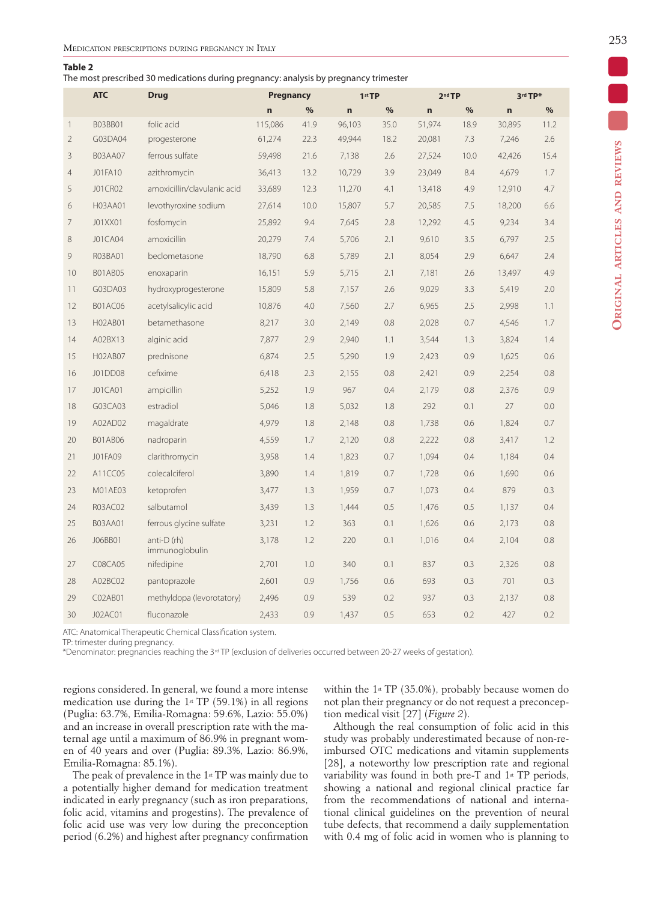**Table 2**
The most prescribed 30 medications during pregnancy: analysis by pregnancy trimester

| | ATC | Drug | Pregnancy | | 1st TP | | 2nd TP | | 3rd TP* | |
|---|---|---|---|---|---|---|---|---|---|---|
| | | | n | % | n | % | n | % | n | % |
| 1 | B03BB01 | folic acid | 115,086 | 41.9 | 96,103 | 35.0 | 51,974 | 18.9 | 30,895 | 11.2 |
| 2 | G03DA04 | progesterone | 61,274 | 22.3 | 49,944 | 18.2 | 20,081 | 7.3 | 7,246 | 2.6 |
| 3 | B03AA07 | ferrous sulfate | 59,498 | 21.6 | 7,138 | 2.6 | 27,524 | 10.0 | 42,426 | 15.4 |
| 4 | J01FA10 | azithromycin | 36,413 | 13.2 | 10,729 | 3.9 | 23,049 | 8.4 | 4,679 | 1.7 |
| 5 | J01CR02 | amoxicillin/clavulanic acid | 33,689 | 12.3 | 11,270 | 4.1 | 13,418 | 4.9 | 12,910 | 4.7 |
| 6 | H03AA01 | levothyroxine sodium | 27,614 | 10.0 | 15,807 | 5.7 | 20,585 | 7.5 | 18,200 | 6.6 |
| 7 | J01XX01 | fosfomycin | 25,892 | 9.4 | 7,645 | 2.8 | 12,292 | 4.5 | 9,234 | 3.4 |
| 8 | J01CA04 | amoxicillin | 20,279 | 7.4 | 5,706 | 2.1 | 9,610 | 3.5 | 6,797 | 2.5 |
| 9 | R03BA01 | beclometasone | 18,790 | 6.8 | 5,789 | 2.1 | 8,054 | 2.9 | 6,647 | 2.4 |
| 10 | B01AB05 | enoxaparin | 16,151 | 5.9 | 5,715 | 2.1 | 7,181 | 2.6 | 13,497 | 4.9 |
| 11 | G03DA03 | hydroxyprogesterone | 15,809 | 5.8 | 7,157 | 2.6 | 9,029 | 3.3 | 5,419 | 2.0 |
| 12 | B01AC06 | acetylsalicylic acid | 10,876 | 4.0 | 7,560 | 2.7 | 6,965 | 2.5 | 2,998 | 1.1 |
| 13 | H02AB01 | betamethasone | 8,217 | 3.0 | 2,149 | 0.8 | 2,028 | 0.7 | 4,546 | 1.7 |
| 14 | A02BX13 | alginic acid | 7,877 | 2.9 | 2,940 | 1.1 | 3,544 | 1.3 | 3,824 | 1.4 |
| 15 | H02AB07 | prednisone | 6,874 | 2.5 | 5,290 | 1.9 | 2,423 | 0.9 | 1,625 | 0.6 |
| 16 | J01DD08 | cefixime | 6,418 | 2.3 | 2,155 | 0.8 | 2,421 | 0.9 | 2,254 | 0.8 |
| 17 | J01CA01 | ampicillin | 5,252 | 1.9 | 967 | 0.4 | 2,179 | 0.8 | 2,376 | 0.9 |
| 18 | G03CA03 | estradiol | 5,046 | 1.8 | 5,032 | 1.8 | 292 | 0.1 | 27 | 0.0 |
| 19 | A02AD02 | magaldrate | 4,979 | 1.8 | 2,148 | 0.8 | 1,738 | 0.6 | 1,824 | 0.7 |
| 20 | B01AB06 | nadroparin | 4,559 | 1.7 | 2,120 | 0.8 | 2,222 | 0.8 | 3,417 | 1.2 |
| 21 | J01FA09 | clarithromycin | 3,958 | 1.4 | 1,823 | 0.7 | 1,094 | 0.4 | 1,184 | 0.4 |
| 22 | A11CC05 | colecalciferol | 3,890 | 1.4 | 1,819 | 0.7 | 1,728 | 0.6 | 1,690 | 0.6 |
| 23 | M01AE03 | ketoprofen | 3,477 | 1.3 | 1,959 | 0.7 | 1,073 | 0.4 | 879 | 0.3 |
| 24 | R03AC02 | salbutamol | 3,439 | 1.3 | 1,444 | 0.5 | 1,476 | 0.5 | 1,137 | 0.4 |
| 25 | B03AA01 | ferrous glycine sulfate | 3,231 | 1.2 | 363 | 0.1 | 1,626 | 0.6 | 2,173 | 0.8 |
| 26 | J06BB01 | anti-D (rh) immunoglobulin | 3,178 | 1.2 | 220 | 0.1 | 1,016 | 0.4 | 2,104 | 0.8 |
| 27 | C08CA05 | nifedipine | 2,701 | 1.0 | 340 | 0.1 | 837 | 0.3 | 2,326 | 0.8 |
| 28 | A02BC02 | pantoprazole | 2,601 | 0.9 | 1,756 | 0.6 | 693 | 0.3 | 701 | 0.3 |
| 29 | C02AB01 | methyldopa (levorotatory) | 2,496 | 0.9 | 539 | 0.2 | 937 | 0.3 | 2,137 | 0.8 |
| 30 | J02AC01 | fluconazole | 2,433 | 0.9 | 1,437 | 0.5 | 653 | 0.2 | 427 | 0.2 |

ATC: Anatomical Therapeutic Chemical Classification system.
TP: trimester during pregnancy.
*Denominator: pregnancies reaching the 3rd TP (exclusion of deliveries occurred between 20-27 weeks of gestation).

regions considered. In general, we found a more intense medication use during the 1st TP (59.1%) in all regions (Puglia: 63.7%, Emilia-Romagna: 59.6%, Lazio: 55.0%) and an increase in overall prescription rate with the maternal age until a maximum of 86.9% in pregnant women of 40 years and over (Puglia: 89.3%, Lazio: 86.9%, Emilia-Romagna: 85.1%).

The peak of prevalence in the 1st TP was mainly due to a potentially higher demand for medication treatment indicated in early pregnancy (such as iron preparations, folic acid, vitamins and progestins). The prevalence of folic acid use was very low during the preconception period (6.2%) and highest after pregnancy confirmation within the 1st TP (35.0%), probably because women do not plan their pregnancy or do not request a preconception medical visit [27] (*Figure 2*).

Although the real consumption of folic acid in this study was probably underestimated because of non-reimbursed OTC medications and vitamin supplements [28], a noteworthy low prescription rate and regional variability was found in both pre-T and 1st TP periods, showing a national and regional clinical practice far from the recommendations of national and international clinical guidelines on the prevention of neural tube defects, that recommend a daily supplementation with 0.4 mg of folic acid in women who is planning to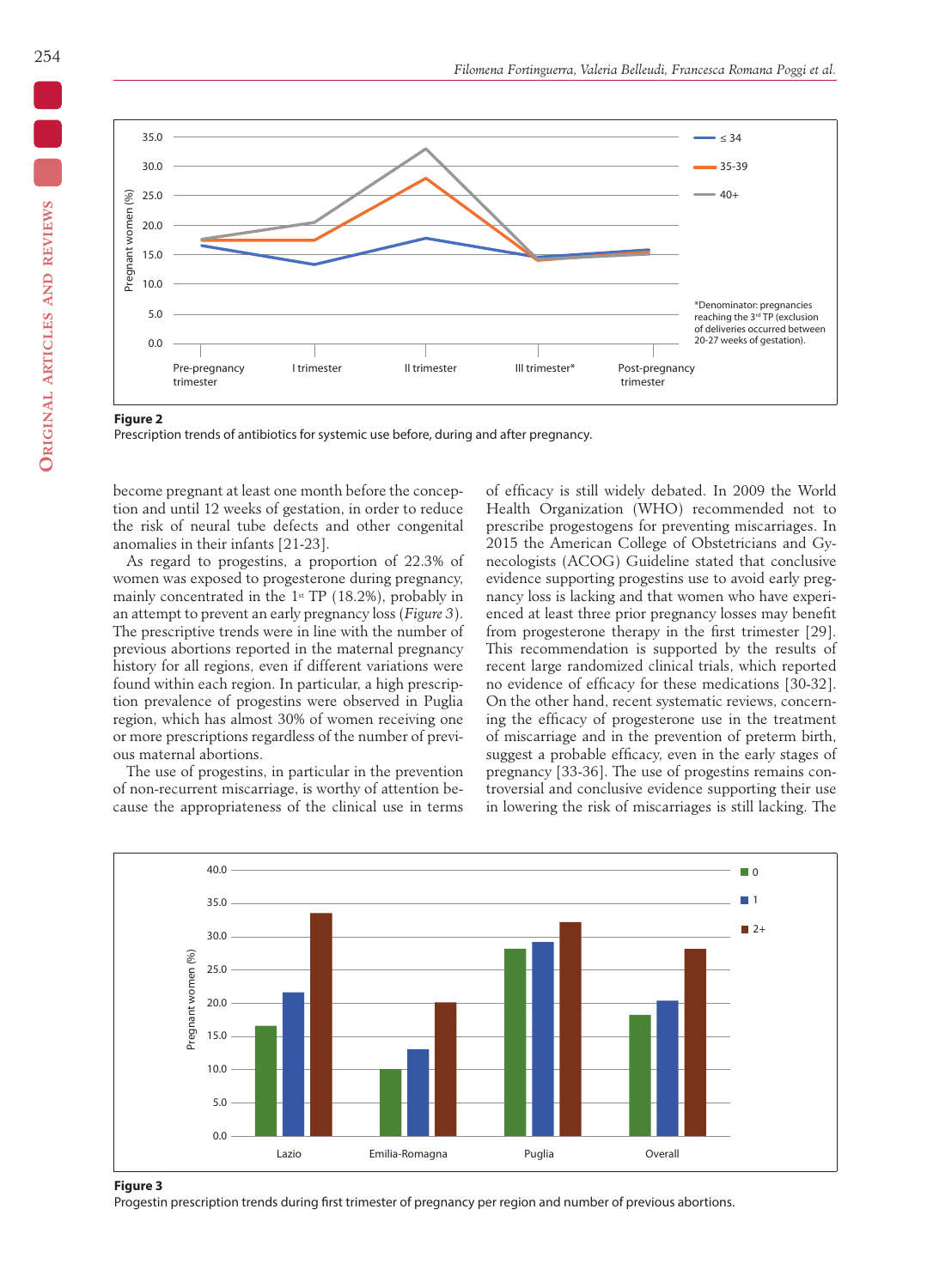**Figure 2**
Prescription trends of antibiotics for systemic use before, during and after pregnancy.

become pregnant at least one month before the conception and until 12 weeks of gestation, in order to reduce the risk of neural tube defects and other congenital anomalies in their infants [21-23].

As regard to progestins, a proportion of 22.3% of women was exposed to progesterone during pregnancy, mainly concentrated in the 1st TP (18.2%), probably in an attempt to prevent an early pregnancy loss (*Figure 3*). The prescriptive trends were in line with the number of previous abortions reported in the maternal pregnancy history for all regions, even if different variations were found within each region. In particular, a high prescription prevalence of progestins were observed in Puglia region, which has almost 30% of women receiving one or more prescriptions regardless of the number of previous maternal abortions.

The use of progestins, in particular in the prevention of non-recurrent miscarriage, is worthy of attention because the appropriateness of the clinical use in terms of efficacy is still widely debated. In 2009 the World Health Organization (WHO) recommended not to prescribe progestogens for preventing miscarriages. In 2015 the American College of Obstetricians and Gynecologists (ACOG) Guideline stated that conclusive evidence supporting progestins use to avoid early pregnancy loss is lacking and that women who have experienced at least three prior pregnancy losses may benefit from progesterone therapy in the first trimester [29]. This recommendation is supported by the results of recent large randomized clinical trials, which reported no evidence of efficacy for these medications [30-32]. On the other hand, recent systematic reviews, concerning the efficacy of progesterone use in the treatment of miscarriage and in the prevention of preterm birth, suggest a probable efficacy, even in the early stages of pregnancy [33-36]. The use of progestins remains controversial and conclusive evidence supporting their use in lowering the risk of miscarriages is still lacking. The

**Figure 3**
Progestin prescription trends during first trimester of pregnancy per region and number of previous abortions.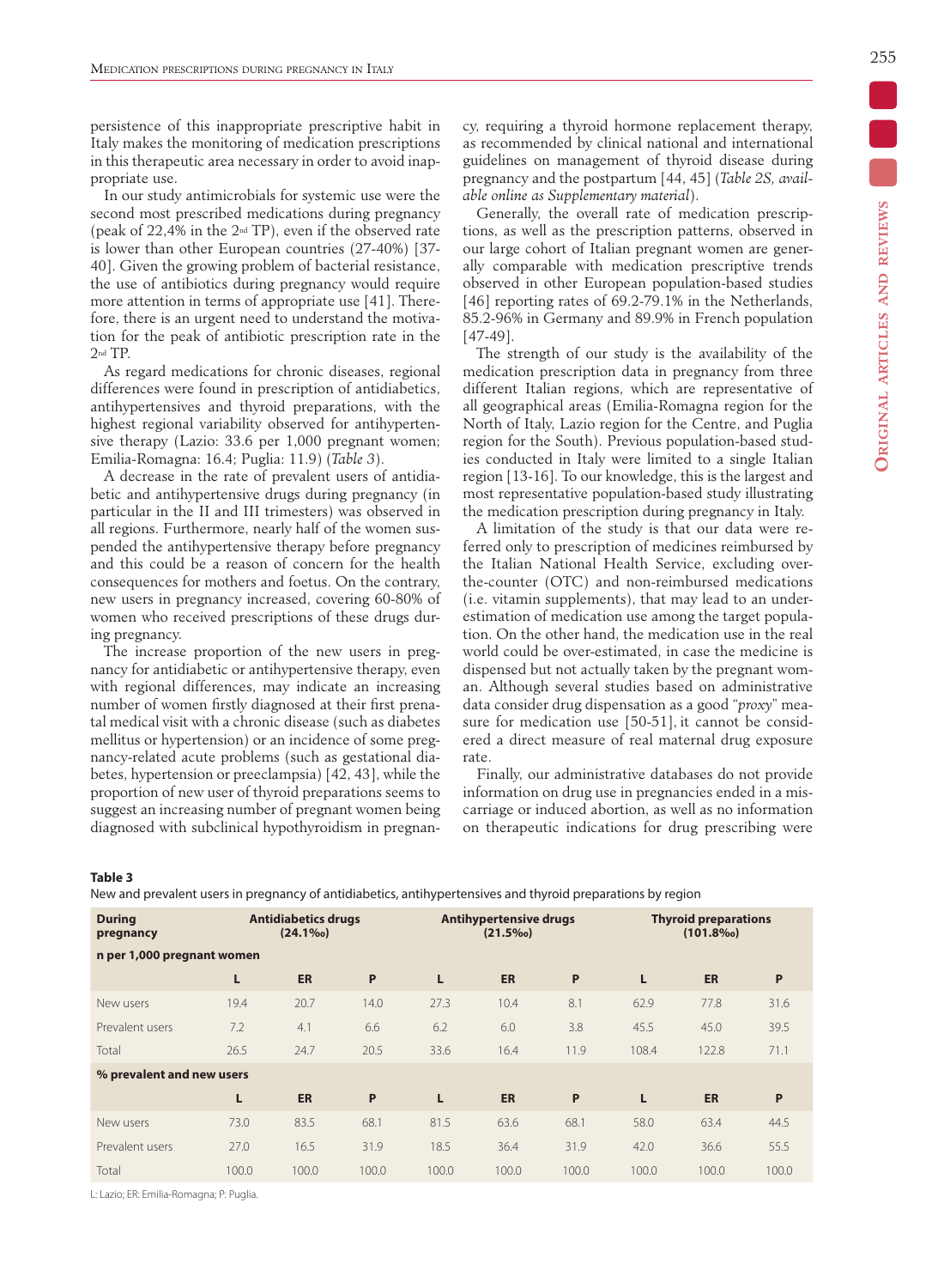persistence of this inappropriate prescriptive habit in Italy makes the monitoring of medication prescriptions in this therapeutic area necessary in order to avoid inappropriate use.

In our study antimicrobials for systemic use were the second most prescribed medications during pregnancy (peak of 22,4% in the 2nd TP), even if the observed rate is lower than other European countries (27-40%) [37-40]. Given the growing problem of bacterial resistance, the use of antibiotics during pregnancy would require more attention in terms of appropriate use [41]. Therefore, there is an urgent need to understand the motivation for the peak of antibiotic prescription rate in the 2nd TP.

As regard medications for chronic diseases, regional differences were found in prescription of antidiabetics, antihypertensives and thyroid preparations, with the highest regional variability observed for antihypertensive therapy (Lazio: 33.6 per 1,000 pregnant women; Emilia-Romagna: 16.4; Puglia: 11.9) (*Table 3*).

A decrease in the rate of prevalent users of antidiabetic and antihypertensive drugs during pregnancy (in particular in the II and III trimesters) was observed in all regions. Furthermore, nearly half of the women suspended the antihypertensive therapy before pregnancy and this could be a reason of concern for the health consequences for mothers and foetus. On the contrary, new users in pregnancy increased, covering 60-80% of women who received prescriptions of these drugs during pregnancy.

The increase proportion of the new users in pregnancy for antidiabetic or antihypertensive therapy, even with regional differences, may indicate an increasing number of women firstly diagnosed at their first prenatal medical visit with a chronic disease (such as diabetes mellitus or hypertension) or an incidence of some pregnancy-related acute problems (such as gestational diabetes, hypertension or preeclampsia) [42, 43], while the proportion of new user of thyroid preparations seems to suggest an increasing number of pregnant women being diagnosed with subclinical hypothyroidism in pregnancy, requiring a thyroid hormone replacement therapy, as recommended by clinical national and international guidelines on management of thyroid disease during pregnancy and the postpartum [44, 45] (*Table 2S, available online as Supplementary material*).

Generally, the overall rate of medication prescriptions, as well as the prescription patterns, observed in our large cohort of Italian pregnant women are generally comparable with medication prescriptive trends observed in other European population-based studies [46] reporting rates of 69.2-79.1% in the Netherlands, 85.2-96% in Germany and 89.9% in French population [47-49].

The strength of our study is the availability of the medication prescription data in pregnancy from three different Italian regions, which are representative of all geographical areas (Emilia-Romagna region for the North of Italy, Lazio region for the Centre, and Puglia region for the South). Previous population-based studies conducted in Italy were limited to a single Italian region [13-16]. To our knowledge, this is the largest and most representative population-based study illustrating the medication prescription during pregnancy in Italy.

A limitation of the study is that our data were referred only to prescription of medicines reimbursed by the Italian National Health Service, excluding over-the-counter (OTC) and non-reimbursed medications (i.e. vitamin supplements), that may lead to an underestimation of medication use among the target population. On the other hand, the medication use in the real world could be over-estimated, in case the medicine is dispensed but not actually taken by the pregnant woman. Although several studies based on administrative data consider drug dispensation as a good "*proxy*" measure for medication use [50-51], it cannot be considered a direct measure of real maternal drug exposure rate.

Finally, our administrative databases do not provide information on drug use in pregnancies ended in a miscarriage or induced abortion, as well as no information on therapeutic indications for drug prescribing were

**Table 3**

New and prevalent users in pregnancy of antidiabetics, antihypertensives and thyroid preparations by region

| During pregnancy | Antidiabetics drugs (24.1‰) | | | Antihypertensive drugs (21.5‰) | | | Thyroid preparations (101.8‰) | | |
|---|---|---|---|---|---|---|---|---|---|
| **n per 1,000 pregnant women** | | | | | | | | | |
| | **L** | **ER** | **P** | **L** | **ER** | **P** | **L** | **ER** | **P** |
| New users | 19.4 | 20.7 | 14.0 | 27.3 | 10.4 | 8.1 | 62.9 | 77.8 | 31.6 |
| Prevalent users | 7.2 | 4.1 | 6.6 | 6.2 | 6.0 | 3.8 | 45.5 | 45.0 | 39.5 |
| Total | 26.5 | 24.7 | 20.5 | 33.6 | 16.4 | 11.9 | 108.4 | 122.8 | 71.1 |
| **% prevalent and new users** | | | | | | | | | |
| | **L** | **ER** | **P** | **L** | **ER** | **P** | **L** | **ER** | **P** |
| New users | 73.0 | 83.5 | 68.1 | 81.5 | 63.6 | 68.1 | 58.0 | 63.4 | 44.5 |
| Prevalent users | 27.0 | 16.5 | 31.9 | 18.5 | 36.4 | 31.9 | 42.0 | 36.6 | 55.5 |
| Total | 100.0 | 100.0 | 100.0 | 100.0 | 100.0 | 100.0 | 100.0 | 100.0 | 100.0 |

L: Lazio; ER: Emilia-Romagna; P: Puglia.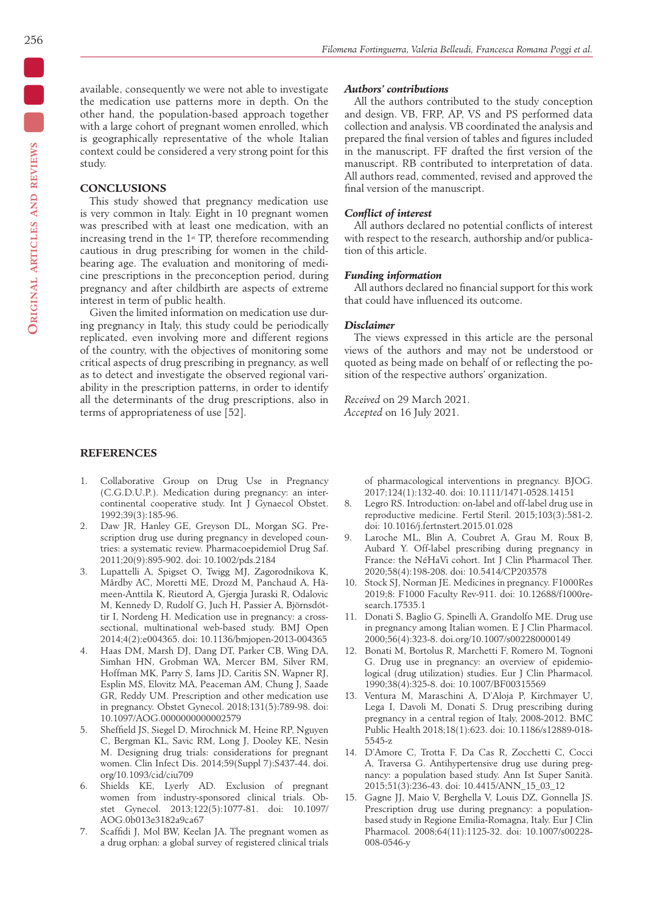available, consequently we were not able to investigate the medication use patterns more in depth. On the other hand, the population-based approach together with a large cohort of pregnant women enrolled, which is geographically representative of the whole Italian context could be considered a very strong point for this study.

## CONCLUSIONS

This study showed that pregnancy medication use is very common in Italy. Eight in 10 pregnant women was prescribed with at least one medication, with an increasing trend in the 1st TP, therefore recommending cautious in drug prescribing for women in the childbearing age. The evaluation and monitoring of medicine prescriptions in the preconception period, during pregnancy and after childbirth are aspects of extreme interest in term of public health.

Given the limited information on medication use during pregnancy in Italy, this study could be periodically replicated, even involving more and different regions of the country, with the objectives of monitoring some critical aspects of drug prescribing in pregnancy, as well as to detect and investigate the observed regional variability in the prescription patterns, in order to identify all the determinants of the drug prescriptions, also in terms of appropriateness of use [52].

### *Authors' contributions*

All the authors contributed to the study conception and design. VB, FRP, AP, VS and PS performed data collection and analysis. VB coordinated the analysis and prepared the final version of tables and figures included in the manuscript. FF drafted the first version of the manuscript. RB contributed to interpretation of data. All authors read, commented, revised and approved the final version of the manuscript.

### *Conflict of interest*

All authors declared no potential conflicts of interest with respect to the research, authorship and/or publication of this article.

### *Funding information*

All authors declared no financial support for this work that could have influenced its outcome.

### *Disclaimer*

The views expressed in this article are the personal views of the authors and may not be understood or quoted as being made on behalf of or reflecting the position of the respective authors' organization.

*Received* on 29 March 2021.
*Accepted* on 16 July 2021.

## REFERENCES

1. Collaborative Group on Drug Use in Pregnancy (C.G.D.U.P.). Medication during pregnancy: an intercontinental cooperative study. Int J Gynaecol Obstet. 1992;39(3):185-96.
2. Daw JR, Hanley GE, Greyson DL, Morgan SG. Prescription drug use during pregnancy in developed countries: a systematic review. Pharmacoepidemiol Drug Saf. 2011;20(9):895-902. doi: 10.1002/pds.2184
3. Lupattelli A, Spigset O, Twigg MJ, Zagorodnikova K, Mårdby AC, Moretti ME, Drozd M, Panchaud A, Hämeen-Anttila K, Rieutord A, Gjergja Juraski R, Odalovic M, Kennedy D, Rudolf G, Juch H, Passier A, Björnsdóttir I, Nordeng H. Medication use in pregnancy: a cross-sectional, multinational web-based study. BMJ Open 2014;4(2):e004365. doi: 10.1136/bmjopen-2013-004365
4. Haas DM, Marsh DJ, Dang DT, Parker CB, Wing DA, Simhan HN, Grobman WA, Mercer BM, Silver RM, Hoffman MK, Parry S, Iams JD, Caritis SN, Wapner RJ, Esplin MS, Elovitz MA, Peaceman AM, Chung J, Saade GR, Reddy UM. Prescription and other medication use in pregnancy. Obstet Gynecol. 2018;131(5):789-98. doi: 10.1097/AOG.0000000000002579
5. Sheffield JS, Siegel D, Mirochnick M, Heine RP, Nguyen C, Bergman KL, Savic RM, Long J, Dooley KE, Nesin M. Designing drug trials: considerations for pregnant women. Clin Infect Dis. 2014;59(Suppl 7):S437-44. doi. org/10.1093/cid/ciu709
6. Shields KE, Lyerly AD. Exclusion of pregnant women from industry-sponsored clinical trials. Obstet Gynecol. 2013;122(5):1077-81. doi: 10.1097/AOG.0b013e3182a9ca67
7. Scaffidi J, Mol BW, Keelan JA. The pregnant women as a drug orphan: a global survey of registered clinical trials of pharmacological interventions in pregnancy. BJOG. 2017;124(1):132-40. doi: 10.1111/1471-0528.14151
8. Legro RS. Introduction: on-label and off-label drug use in reproductive medicine. Fertil Steril. 2015;103(3):581-2. doi: 10.1016/j.fertnstert.2015.01.028
9. Laroche ML, Blin A, Coubret A, Grau M, Roux B, Aubard Y. Off-label prescribing during pregnancy in France: the NéHaVi cohort. Int J Clin Pharmacol Ther. 2020;58(4):198-208. doi: 10.5414/CP203578
10. Stock SJ, Norman JE. Medicines in pregnancy. F1000Res 2019;8: F1000 Faculty Rev-911. doi: 10.12688/f1000research.17535.1
11. Donati S, Baglio G, Spinelli A, Grandolfo ME. Drug use in pregnancy among Italian women. E J Clin Pharmacol. 2000;56(4):323-8. doi.org/10.1007/s002280000149
12. Bonati M, Bortolus R, Marchetti F, Romero M, Tognoni G. Drug use in pregnancy: an overview of epidemiological (drug utilization) studies. Eur J Clin Pharmacol. 1990;38(4):325-8. doi: 10.1007/BF00315569
13. Ventura M, Maraschini A, D'Aloja P, Kirchmayer U, Lega I, Davoli M, Donati S. Drug prescribing during pregnancy in a central region of Italy, 2008-2012. BMC Public Health 2018;18(1):623. doi: 10.1186/s12889-018-5545-z
14. D'Amore C, Trotta F, Da Cas R, Zocchetti C, Cocci A, Traversa G. Antihypertensive drug use during pregnancy: a population based study. Ann Ist Super Sanità. 2015;51(3):236-43. doi: 10.4415/ANN_15_03_12
15. Gagne JJ, Maio V, Berghella V, Louis DZ, Gonnella JS. Prescription drug use during pregnancy: a population-based study in Regione Emilia-Romagna, Italy. Eur J Clin Pharmacol. 2008;64(11):1125-32. doi: 10.1007/s00228-008-0546-y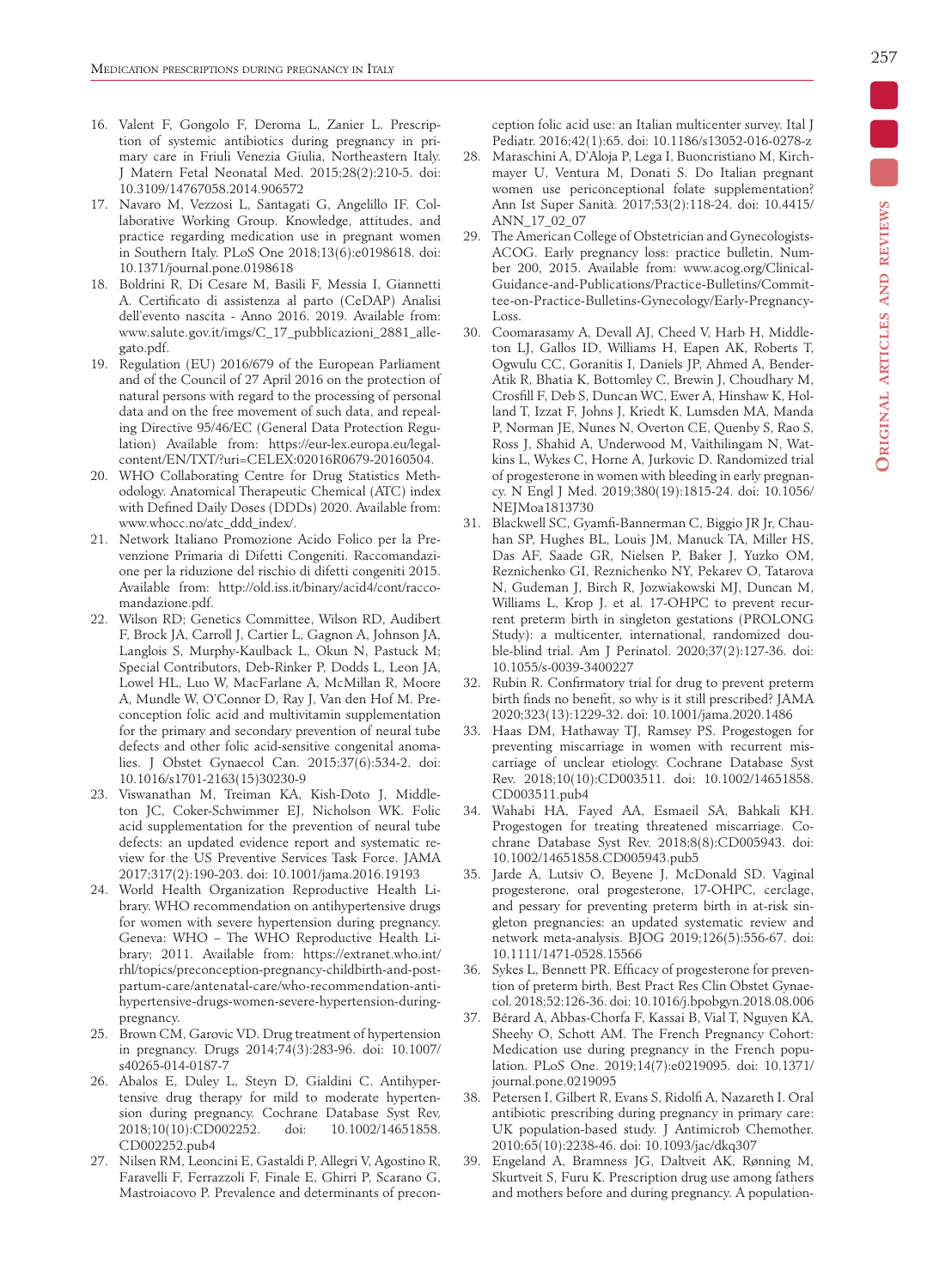16. Valent F, Gongolo F, Deroma L, Zanier L. Prescription of systemic antibiotics during pregnancy in primary care in Friuli Venezia Giulia, Northeastern Italy. J Matern Fetal Neonatal Med. 2015;28(2):210-5. doi: 10.3109/14767058.2014.906572
17. Navaro M, Vezzosi L, Santagati G, Angelillo IF. Collaborative Working Group. Knowledge, attitudes, and practice regarding medication use in pregnant women in Southern Italy. PLoS One 2018;13(6):e0198618. doi: 10.1371/journal.pone.0198618
18. Boldrini R, Di Cesare M, Basili F, Messia I, Giannetti A. Certificato di assistenza al parto (CeDAP) Analisi dell'evento nascita - Anno 2016. 2019. Available from: www.salute.gov.it/imgs/C_17_pubblicazioni_2881_allegato.pdf.
19. Regulation (EU) 2016/679 of the European Parliament and of the Council of 27 April 2016 on the protection of natural persons with regard to the processing of personal data and on the free movement of such data, and repealing Directive 95/46/EC (General Data Protection Regulation) Available from: https://eur-lex.europa.eu/legal-content/EN/TXT/?uri=CELEX:02016R0679-20160504.
20. WHO Collaborating Centre for Drug Statistics Methodology. Anatomical Therapeutic Chemical (ATC) index with Defined Daily Doses (DDDs) 2020. Available from: www.whocc.no/atc_ddd_index/.
21. Network Italiano Promozione Acido Folico per la Prevenzione Primaria di Difetti Congeniti. Raccomandazione per la riduzione del rischio di difetti congeniti 2015. Available from: http://old.iss.it/binary/acid4/cont/raccomandazione.pdf.
22. Wilson RD; Genetics Committee, Wilson RD, Audibert F, Brock JA, Carroll J, Cartier L, Gagnon A, Johnson JA, Langlois S, Murphy-Kaulback L, Okun N, Pastuck M; Special Contributors, Deb-Rinker P, Dodds L, Leon JA, Lowel HL, Luo W, MacFarlane A, McMillan R, Moore A, Mundle W, O'Connor D, Ray J, Van den Hof M. Preconception folic acid and multivitamin supplementation for the primary and secondary prevention of neural tube defects and other folic acid-sensitive congenital anomalies. J Obstet Gynaecol Can. 2015;37(6):534-2. doi: 10.1016/s1701-2163(15)30230-9
23. Viswanathan M, Treiman KA, Kish-Doto J, Middleton JC, Coker-Schwimmer EJ, Nicholson WK. Folic acid supplementation for the prevention of neural tube defects: an updated evidence report and systematic review for the US Preventive Services Task Force. JAMA 2017;317(2):190-203. doi: 10.1001/jama.2016.19193
24. World Health Organization Reproductive Health Library. WHO recommendation on antihypertensive drugs for women with severe hypertension during pregnancy. Geneva: WHO – The WHO Reproductive Health Library; 2011. Available from: https://extranet.who.int/rhl/topics/preconception-pregnancy-childbirth-and-postpartum-care/antenatal-care/who-recommendation-antihypertensive-drugs-women-severe-hypertension-during-pregnancy.
25. Brown CM, Garovic VD. Drug treatment of hypertension in pregnancy. Drugs 2014;74(3):283-96. doi: 10.1007/s40265-014-0187-7
26. Abalos E, Duley L, Steyn D, Gialdini C. Antihypertensive drug therapy for mild to moderate hypertension during pregnancy. Cochrane Database Syst Rev. 2018;10(10):CD002252. doi: 10.1002/14651858.CD002252.pub4
27. Nilsen RM, Leoncini E, Gastaldi P, Allegri V, Agostino R, Faravelli F, Ferrazzoli F, Finale E, Ghirri P, Scarano G, Mastroiacovo P. Prevalence and determinants of preconception folic acid use: an Italian multicenter survey. Ital J Pediatr. 2016;42(1):65. doi: 10.1186/s13052-016-0278-z
28. Maraschini A, D'Aloja P, Lega I, Buoncristiano M, Kirchmayer U, Ventura M, Donati S. Do Italian pregnant women use periconceptional folate supplementation? Ann Ist Super Sanità. 2017;53(2):118-24. doi: 10.4415/ANN_17_02_07
29. The American College of Obstetrician and Gynecologists-ACOG. Early pregnancy loss: practice bulletin, Number 200, 2015. Available from: www.acog.org/Clinical-Guidance-and-Publications/Practice-Bulletins/Committee-on-Practice-Bulletins-Gynecology/Early-Pregnancy-Loss.
30. Coomarasamy A, Devall AJ, Cheed V, Harb H, Middleton LJ, Gallos ID, Williams H, Eapen AK, Roberts T, Ogwulu CC, Goranitis I, Daniels JP, Ahmed A, Bender-Atik R, Bhatia K, Bottomley C, Brewin J, Choudhary M, Crosfill F, Deb S, Duncan WC, Ewer A, Hinshaw K, Holland T, Izzat F, Johns J, Kriedt K, Lumsden MA, Manda P, Norman JE, Nunes N, Overton CE, Quenby S, Rao S, Ross J, Shahid A, Underwood M, Vaithilingam N, Watkins L, Wykes C, Horne A, Jurkovic D. Randomized trial of progesterone in women with bleeding in early pregnancy. N Engl J Med. 2019;380(19):1815-24. doi: 10.1056/NEJMoa1813730
31. Blackwell SC, Gyamfi-Bannerman C, Biggio JR Jr, Chauhan SP, Hughes BL, Louis JM, Manuck TA, Miller HS, Das AF, Saade GR, Nielsen P, Baker J, Yuzko OM, Reznichenko GI, Reznichenko NY, Pekarev O, Tatarova N, Gudeman J, Birch R, Jozwiakowski MJ, Duncan M, Williams L, Krop J. et al. 17-OHPC to prevent recurrent preterm birth in singleton gestations (PROLONG Study): a multicenter, international, randomized double-blind trial. Am J Perinatol. 2020;37(2):127-36. doi: 10.1055/s-0039-3400227
32. Rubin R. Confirmatory trial for drug to prevent preterm birth finds no benefit, so why is it still prescribed? JAMA 2020;323(13):1229-32. doi: 10.1001/jama.2020.1486
33. Haas DM, Hathaway TJ, Ramsey PS. Progestogen for preventing miscarriage in women with recurrent miscarriage of unclear etiology. Cochrane Database Syst Rev. 2018;10(10):CD003511. doi: 10.1002/14651858.CD003511.pub4
34. Wahabi HA, Fayed AA, Esmaeil SA, Bahkali KH. Progestogen for treating threatened miscarriage. Cochrane Database Syst Rev. 2018;8(8):CD005943. doi: 10.1002/14651858.CD005943.pub5
35. Jarde A, Lutsiv O, Beyene J, McDonald SD. Vaginal progesterone, oral progesterone, 17-OHPC, cerclage, and pessary for preventing preterm birth in at-risk singleton pregnancies: an updated systematic review and network meta-analysis. BJOG 2019;126(5):556-67. doi: 10.1111/1471-0528.15566
36. Sykes L, Bennett PR. Efficacy of progesterone for prevention of preterm birth. Best Pract Res Clin Obstet Gynaecol. 2018;52:126-36. doi: 10.1016/j.bpobgyn.2018.08.006
37. Bérard A, Abbas-Chorfa F, Kassai B, Vial T, Nguyen KA, Sheehy O, Schott AM. The French Pregnancy Cohort: Medication use during pregnancy in the French population. PLoS One. 2019;14(7):e0219095. doi: 10.1371/journal.pone.0219095
38. Petersen I, Gilbert R, Evans S, Ridolfi A, Nazareth I. Oral antibiotic prescribing during pregnancy in primary care: UK population-based study. J Antimicrob Chemother. 2010;65(10):2238-46. doi: 10.1093/jac/dkq307
39. Engeland A, Bramness JG, Daltveit AK, Rønning M, Skurtveit S, Furu K. Prescription drug use among fathers and mothers before and during pregnancy. A population-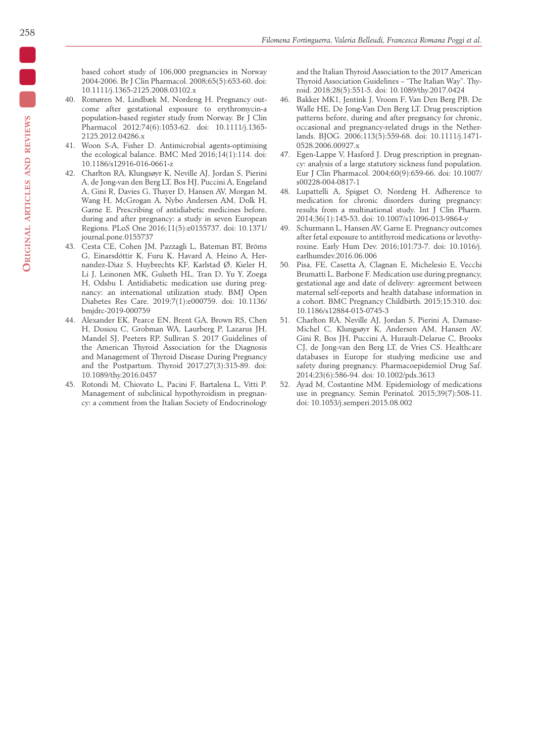based cohort study of 106,000 pregnancies in Norway 2004-2006. Br J Clin Pharmacol. 2008;65(5):653-60. doi: 10.1111/j.1365-2125.2008.03102.x

40. Romøren M, Lindbæk M, Nordeng H. Pregnancy outcome after gestational exposure to erythromycin-a population-based register study from Norway. Br J Clin Pharmacol 2012;74(6):1053-62. doi: 10.1111/j.1365-2125.2012.04286.x
41. Woon S-A, Fisher D. Antimicrobial agents-optimising the ecological balance. BMC Med 2016;14(1):114. doi: 10.1186/s12916-016-0661-z
42. Charlton RA, Klungsøyr K, Neville AJ, Jordan S, Pierini A, de Jong-van den Berg LT, Bos HJ, Puccini A, Engeland A, Gini R, Davies G, Thayer D, Hansen AV, Morgan M, Wang H, McGrogan A, Nybo Andersen AM, Dolk H, Garne E. Prescribing of antidiabetic medicines before, during and after pregnancy: a study in seven European Regions. PLoS One 2016;11(5):e0155737. doi: 10.1371/journal.pone.0155737
43. Cesta CE, Cohen JM, Pazzagli L, Bateman BT, Bröms G, Einarsdóttir K, Furu K, Havard A, Heino A, Hernandez-Diaz S, Huybrechts KF, Karlstad Ø, Kieler H, Li J, Leinonen MK, Gulseth HL, Tran D, Yu Y, Zoega H, Odsbu I. Antidiabetic medication use during pregnancy: an international utilization study. BMJ Open Diabetes Res Care. 2019;7(1):e000759. doi: 10.1136/bmjdrc-2019-000759
44. Alexander EK, Pearce EN, Brent GA, Brown RS, Chen H, Dosiou C, Grobman WA, Laurberg P, Lazarus JH, Mandel SJ, Peeters RP, Sullivan S. 2017 Guidelines of the American Thyroid Association for the Diagnosis and Management of Thyroid Disease During Pregnancy and the Postpartum. Thyroid 2017;27(3):315-89. doi: 10.1089/thy.2016.0457
45. Rotondi M, Chiovato L, Pacini F, Bartalena L, Vitti P. Management of subclinical hypothyroidism in pregnancy: a comment from the Italian Society of Endocrinology and the Italian Thyroid Association to the 2017 American Thyroid Association Guidelines – "The Italian Way". Thyroid. 2018;28(5):551-5. doi: 10.1089/thy.2017.0424
46. Bakker MK1, Jentink J, Vroom F, Van Den Berg PB, De Walle HE, De Jong-Van Den Berg LT. Drug prescription patterns before, during and after pregnancy for chronic, occasional and pregnancy-related drugs in the Netherlands. BJOG. 2006;113(5):559-68. doi: 10.1111/j.1471-0528.2006.00927.x
47. Egen-Lappe V, Hasford J. Drug prescription in pregnancy: analysis of a large statutory sickness fund population. Eur J Clin Pharmacol. 2004;60(9):659-66. doi: 10.1007/s00228-004-0817-1
48. Lupattelli A, Spigset O, Nordeng H. Adherence to medication for chronic disorders during pregnancy: results from a multinational study. Int J Clin Pharm. 2014;36(1):145-53. doi: 10.1007/s11096-013-9864-y
49. Schurmann L, Hansen AV, Garne E. Pregnancy outcomes after fetal exposure to antithyroid medications or levothyroxine. Early Hum Dev. 2016;101:73-7. doi: 10.1016/j.earlhumdev.2016.06.006
50. Pisa, FE, Casetta A, Clagnan E, Michelesio E, Vecchi Brumatti L, Barbone F. Medication use during pregnancy, gestational age and date of delivery: agreement between maternal self-reports and health database information in a cohort. BMC Pregnancy Childbirth. 2015;15:310. doi: 10.1186/s12884-015-0745-3
51. Charlton RA, Neville AJ, Jordan S, Pierini A, Damase-Michel C, Klungsøyr K, Andersen AM, Hansen AV, Gini R, Bos JH, Puccini A, Hurault-Delarue C, Brooks CJ, de Jong-van den Berg LT, de Vries CS. Healthcare databases in Europe for studying medicine use and safety during pregnancy. Pharmacoepidemiol Drug Saf. 2014;23(6):586-94. doi: 10.1002/pds.3613
52. Ayad M, Costantine MM. Epidemiology of medications use in pregnancy. Semin Perinatol. 2015;39(7):508-11. doi: 10.1053/j.semperi.2015.08.002